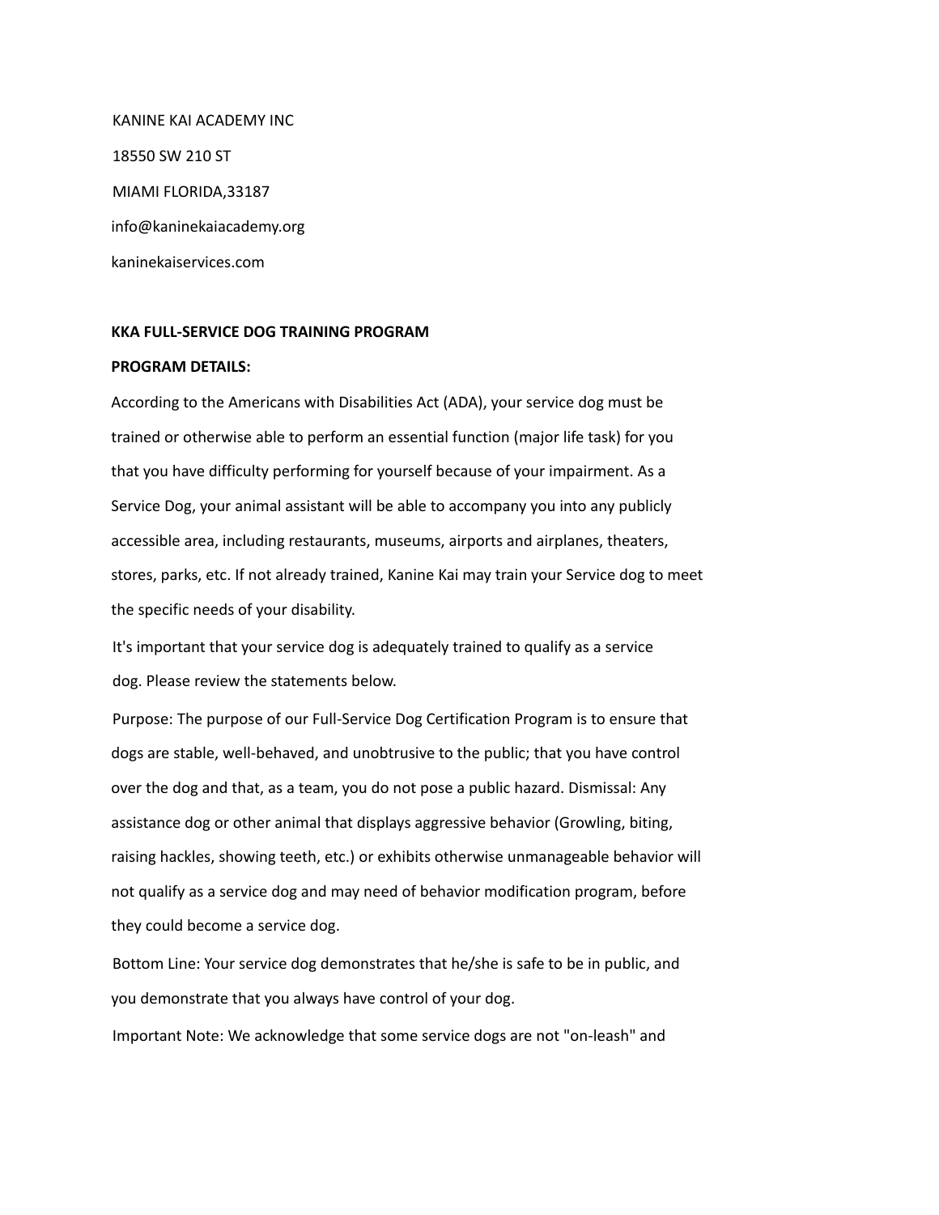KANINE KAI ACADEMY INC

18550 SW 210 ST

MIAMI FLORIDA,33187

info@kaninekaiacademy.org

kaninekaiservices.com

**KKA FULL-SERVICE DOG TRAINING PROGRAM**

**PROGRAM DETAILS:**

According to the Americans with Disabilities Act (ADA), your service dog must be trained or otherwise able to perform an essential function (major life task) for you that you have difficulty performing for yourself because of your impairment. As a Service Dog, your animal assistant will be able to accompany you into any publicly accessible area, including restaurants, museums, airports and airplanes, theaters, stores, parks, etc. If not already trained, Kanine Kai may train your Service dog to meet the specific needs of your disability.

It's important that your service dog is adequately trained to qualify as a service dog. Please review the statements below.

Purpose: The purpose of our Full-Service Dog Certification Program is to ensure that dogs are stable, well-behaved, and unobtrusive to the public; that you have control over the dog and that, as a team, you do not pose a public hazard. Dismissal: Any assistance dog or other animal that displays aggressive behavior (Growling, biting, raising hackles, showing teeth, etc.) or exhibits otherwise unmanageable behavior will not qualify as a service dog and may need of behavior modification program, before they could become a service dog.

Bottom Line: Your service dog demonstrates that he/she is safe to be in public, and you demonstrate that you always have control of your dog.

Important Note: We acknowledge that some service dogs are not "on-leash" and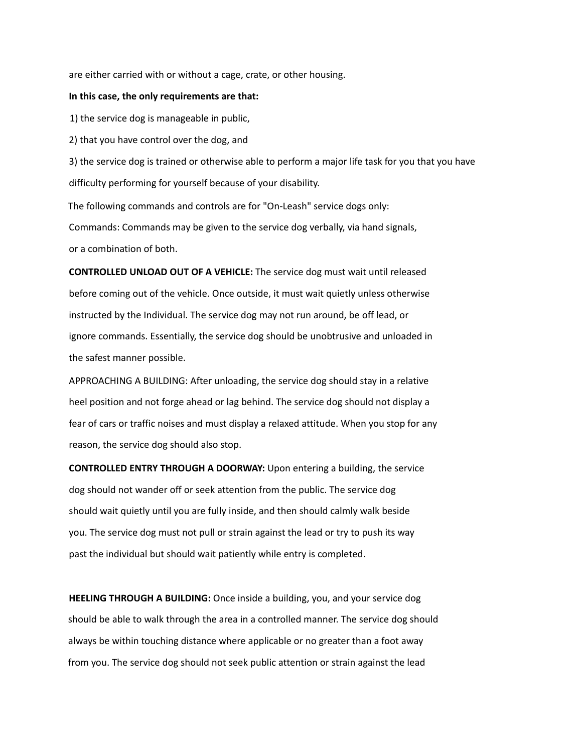are either carried with or without a cage, crate, or other housing.

**In this case, the only requirements are that:**

1) the service dog is manageable in public,

2) that you have control over the dog, and

3) the service dog is trained or otherwise able to perform a major life task for you that you have difficulty performing for yourself because of your disability.

The following commands and controls are for "On-Leash" service dogs only:

Commands: Commands may be given to the service dog verbally, via hand signals, or a combination of both.

**CONTROLLED UNLOAD OUT OF A VEHICLE:** The service dog must wait until released before coming out of the vehicle. Once outside, it must wait quietly unless otherwise instructed by the Individual. The service dog may not run around, be off lead, or ignore commands. Essentially, the service dog should be unobtrusive and unloaded in the safest manner possible.

APPROACHING A BUILDING: After unloading, the service dog should stay in a relative heel position and not forge ahead or lag behind. The service dog should not display a fear of cars or traffic noises and must display a relaxed attitude. When you stop for any reason, the service dog should also stop.

**CONTROLLED ENTRY THROUGH A DOORWAY:** Upon entering a building, the service dog should not wander off or seek attention from the public. The service dog should wait quietly until you are fully inside, and then should calmly walk beside you. The service dog must not pull or strain against the lead or try to push its way past the individual but should wait patiently while entry is completed.

**HEELING THROUGH A BUILDING:** Once inside a building, you, and your service dog should be able to walk through the area in a controlled manner. The service dog should always be within touching distance where applicable or no greater than a foot away from you. The service dog should not seek public attention or strain against the lead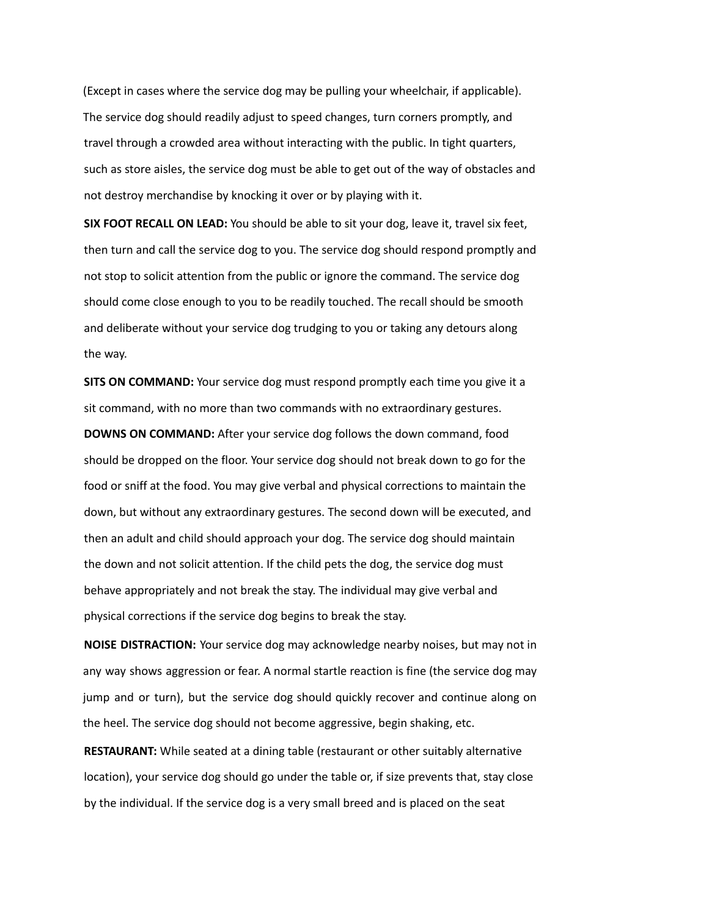(Except in cases where the service dog may be pulling your wheelchair, if applicable). The service dog should readily adjust to speed changes, turn corners promptly, and travel through a crowded area without interacting with the public. In tight quarters, such as store aisles, the service dog must be able to get out of the way of obstacles and not destroy merchandise by knocking it over or by playing with it.

**SIX FOOT RECALL ON LEAD:** You should be able to sit your dog, leave it, travel six feet, then turn and call the service dog to you. The service dog should respond promptly and not stop to solicit attention from the public or ignore the command. The service dog should come close enough to you to be readily touched. The recall should be smooth and deliberate without your service dog trudging to you or taking any detours along the way.

**SITS ON COMMAND:** Your service dog must respond promptly each time you give it a sit command, with no more than two commands with no extraordinary gestures.

**DOWNS ON COMMAND:** After your service dog follows the down command, food should be dropped on the floor. Your service dog should not break down to go for the food or sniff at the food. You may give verbal and physical corrections to maintain the down, but without any extraordinary gestures. The second down will be executed, and then an adult and child should approach your dog. The service dog should maintain the down and not solicit attention. If the child pets the dog, the service dog must behave appropriately and not break the stay. The individual may give verbal and physical corrections if the service dog begins to break the stay.

**NOISE DISTRACTION:** Your service dog may acknowledge nearby noises, but may not in any way shows aggression or fear. A normal startle reaction is fine (the service dog may jump and or turn), but the service dog should quickly recover and continue along on the heel. The service dog should not become aggressive, begin shaking, etc.

**RESTAURANT:** While seated at a dining table (restaurant or other suitably alternative location), your service dog should go under the table or, if size prevents that, stay close by the individual. If the service dog is a very small breed and is placed on the seat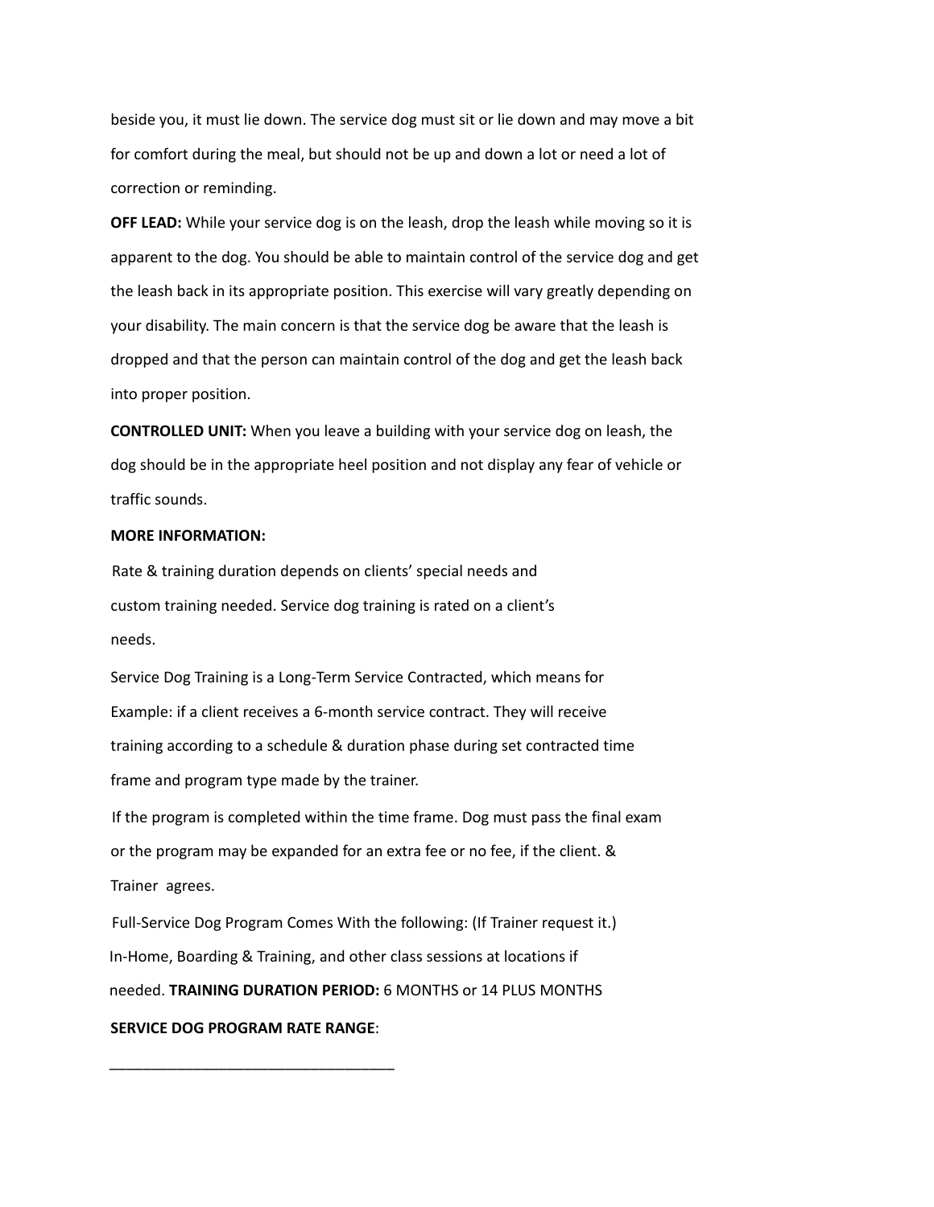beside you, it must lie down. The service dog must sit or lie down and may move a bit for comfort during the meal, but should not be up and down a lot or need a lot of correction or reminding.

**OFF LEAD:** While your service dog is on the leash, drop the leash while moving so it is apparent to the dog. You should be able to maintain control of the service dog and get the leash back in its appropriate position. This exercise will vary greatly depending on your disability. The main concern is that the service dog be aware that the leash is dropped and that the person can maintain control of the dog and get the leash back into proper position.

**CONTROLLED UNIT:** When you leave a building with your service dog on leash, the dog should be in the appropriate heel position and not display any fear of vehicle or traffic sounds.

**MORE INFORMATION:**

Rate & training duration depends on clients' special needs and custom training needed. Service dog training is rated on a client's needs.

Service Dog Training is a Long-Term Service Contracted, which means for Example: if a client receives a 6-month service contract. They will receive training according to a schedule & duration phase during set contracted time frame and program type made by the trainer.

If the program is completed within the time frame. Dog must pass the final exam or the program may be expanded for an extra fee or no fee, if the client. & Trainer agrees.

Full-Service Dog Program Comes With the following: (If Trainer request it.) In-Home, Boarding & Training, and other class sessions at locations if needed. **TRAINING DURATION PERIOD:** 6 MONTHS or 14 PLUS MONTHS

**SERVICE DOG PROGRAM RATE RANGE**:

___________________________________